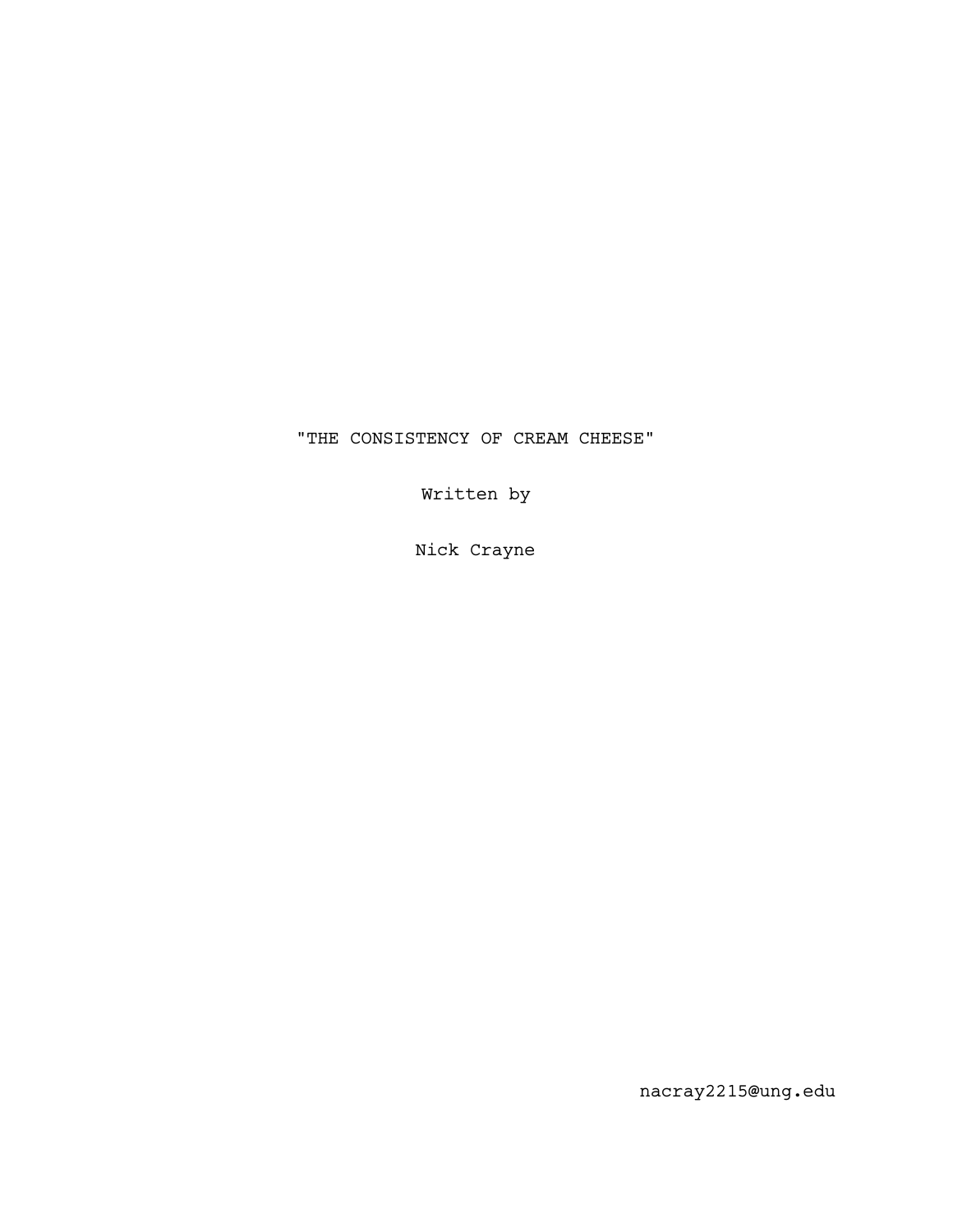# "THE CONSISTENCY OF CREAM CHEESE"

Written by

Nick Crayne

nacray2215@ung.edu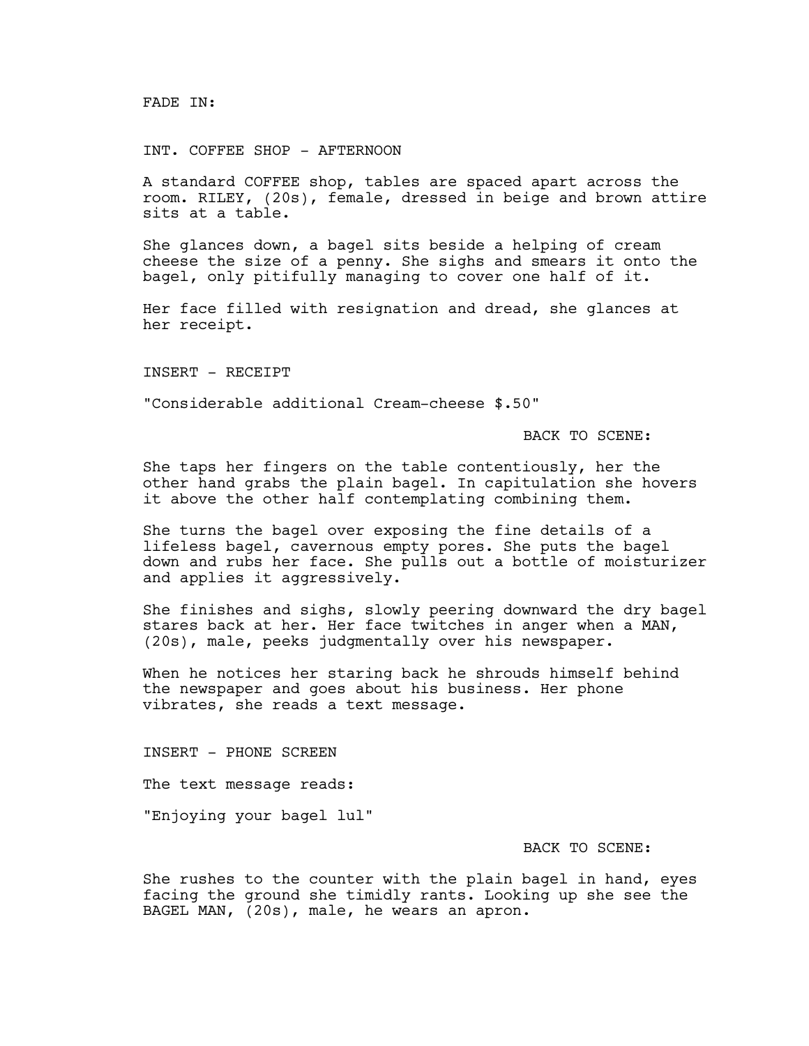FADE IN:

INT. COFFEE SHOP - AFTERNOON

A standard COFFEE shop, tables are spaced apart across the room. RILEY, (20s), female, dressed in beige and brown attire sits at a table.

She glances down, a bagel sits beside a helping of cream cheese the size of a penny. She sighs and smears it onto the bagel, only pitifully managing to cover one half of it.

Her face filled with resignation and dread, she glances at her receipt.

INSERT - RECEIPT

"Considerable additional Cream-cheese $.50"

BACK TO SCENE:

She taps her fingers on the table contentiously, her the other hand grabs the plain bagel. In capitulation she hovers it above the other half contemplating combining them.

She turns the bagel over exposing the fine details of a lifeless bagel, cavernous empty pores. She puts the bagel down and rubs her face. She pulls out a bottle of moisturizer and applies it aggressively.

She finishes and sighs, slowly peering downward the dry bagel stares back at her. Her face twitches in anger when a MAN, (20s), male, peeks judgmentally over his newspaper.

When he notices her staring back he shrouds himself behind the newspaper and goes about his business. Her phone vibrates, she reads a text message.

INSERT - PHONE SCREEN

The text message reads:

"Enjoying your bagel lul"

BACK TO SCENE:

She rushes to the counter with the plain bagel in hand, eyes facing the ground she timidly rants. Looking up she see the BAGEL MAN, (20s), male, he wears an apron.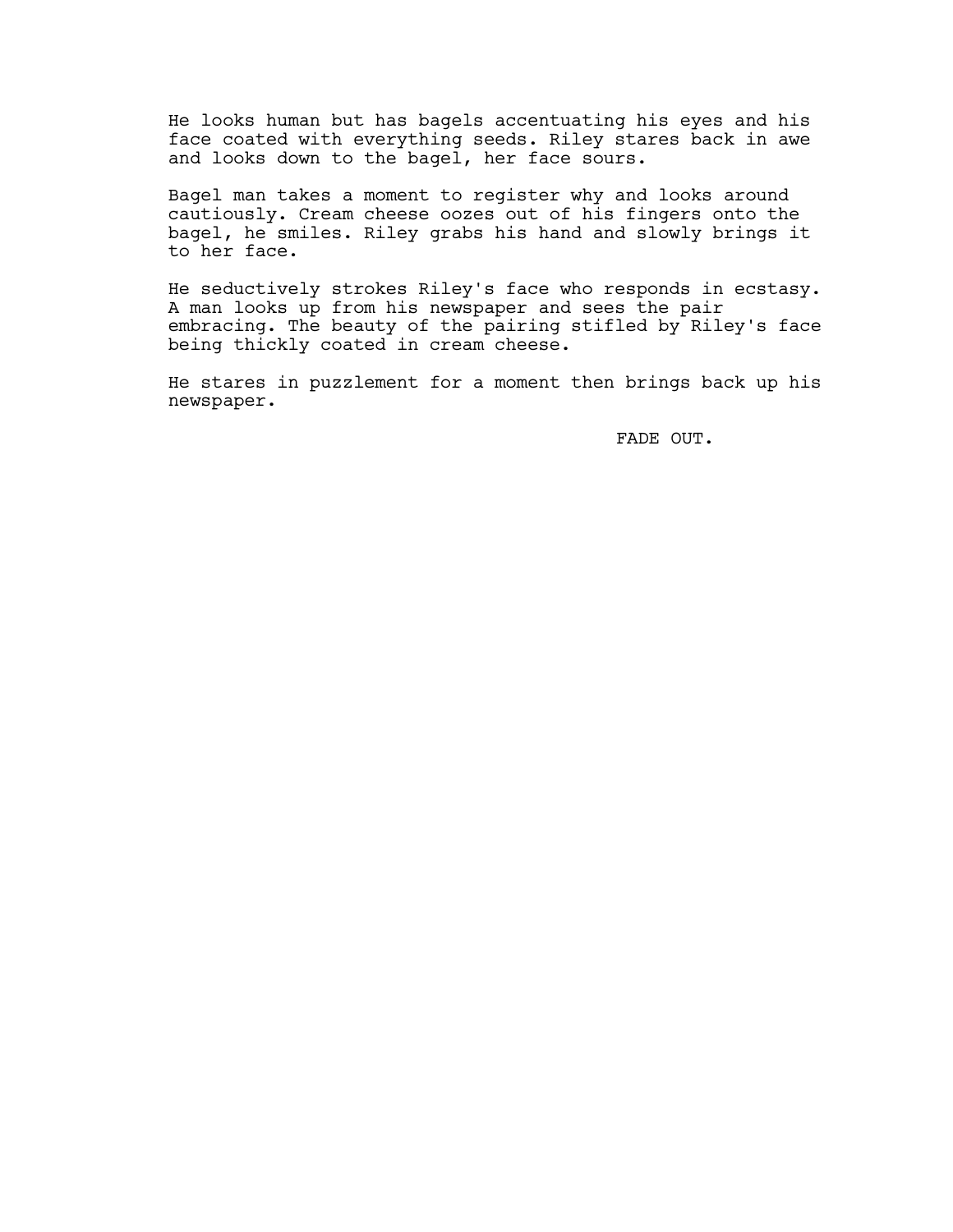He looks human but has bagels accentuating his eyes and his face coated with everything seeds. Riley stares back in awe and looks down to the bagel, her face sours.

Bagel man takes a moment to register why and looks around cautiously. Cream cheese oozes out of his fingers onto the bagel, he smiles. Riley grabs his hand and slowly brings it to her face.

He seductively strokes Riley's face who responds in ecstasy. A man looks up from his newspaper and sees the pair embracing. The beauty of the pairing stifled by Riley's face being thickly coated in cream cheese.

He stares in puzzlement for a moment then brings back up his newspaper.

FADE OUT.